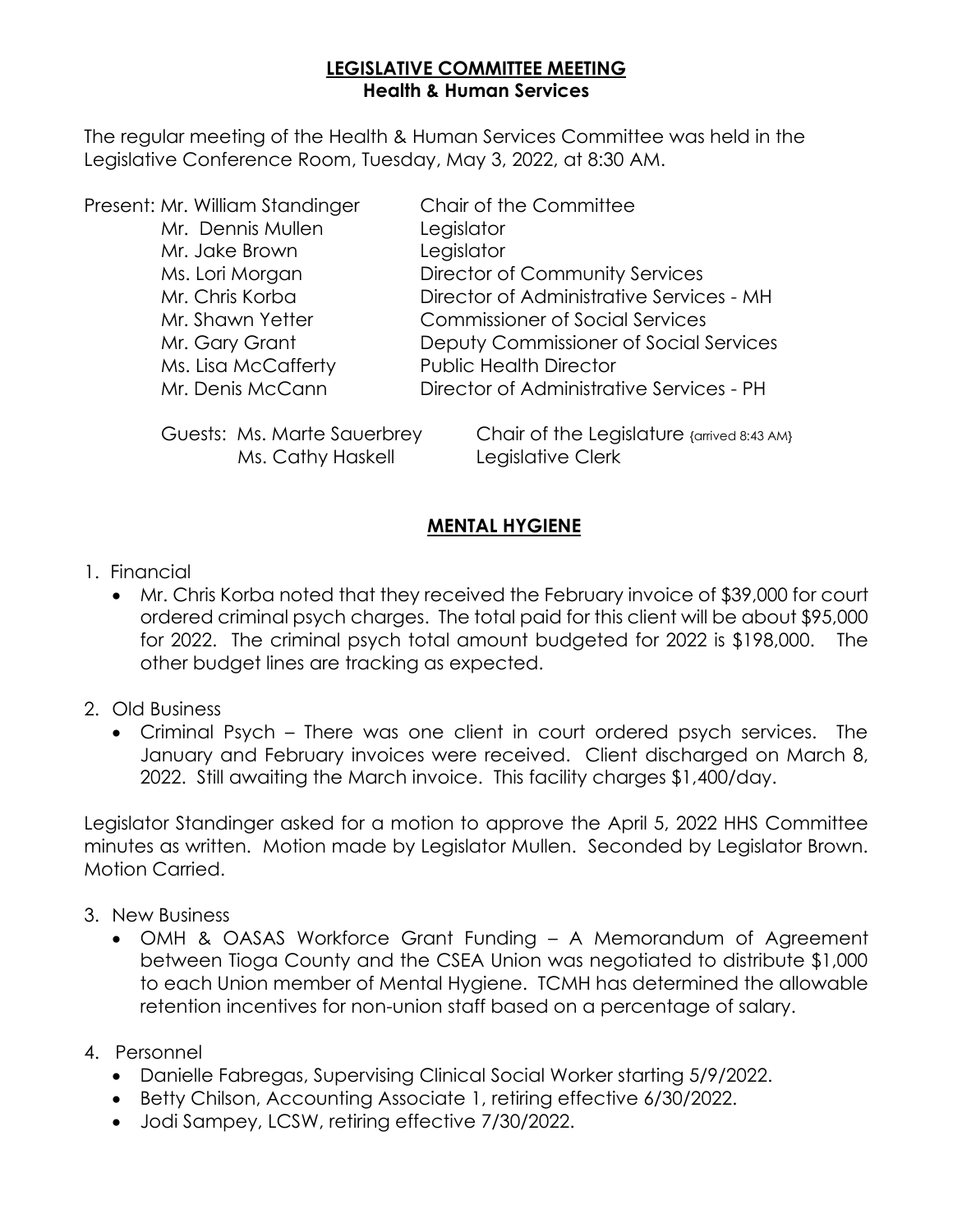# LEGISLATIVE COMMITTEE MEETING
## Health & Human Services

The regular meeting of the Health & Human Services Committee was held in the Legislative Conference Room, Tuesday, May 3, 2022, at 8:30 AM.

| Present: | | |
|---|---|---|
| | Mr. William Standinger | Chair of the Committee |
| | Mr. Dennis Mullen | Legislator |
| | Mr. Jake Brown | Legislator |
| | Ms. Lori Morgan | Director of Community Services |
| | Mr. Chris Korba | Director of Administrative Services - MH |
| | Mr. Shawn Yetter | Commissioner of Social Services |
| | Mr. Gary Grant | Deputy Commissioner of Social Services |
| | Ms. Lisa McCafferty | Public Health Director |
| | Mr. Denis McCann | Director of Administrative Services - PH |

| Guests: | | |
|---|---|---|
| | Ms. Marte Sauerbrey | Chair of the Legislature {arrived 8:43 AM} |
| | Ms. Cathy Haskell | Legislative Clerk |

## MENTAL HYGIENE

1. Financial
   - Mr. Chris Korba noted that they received the February invoice of $39,000 for court ordered criminal psych charges. The total paid for this client will be about $95,000 for 2022. The criminal psych total amount budgeted for 2022 is $198,000. The other budget lines are tracking as expected.

2. Old Business
   - Criminal Psych – There was one client in court ordered psych services. The January and February invoices were received. Client discharged on March 8, 2022. Still awaiting the March invoice. This facility charges $1,400/day.

Legislator Standinger asked for a motion to approve the April 5, 2022 HHS Committee minutes as written. Motion made by Legislator Mullen. Seconded by Legislator Brown. Motion Carried.

3. New Business
   - OMH & OASAS Workforce Grant Funding – A Memorandum of Agreement between Tioga County and the CSEA Union was negotiated to distribute $1,000 to each Union member of Mental Hygiene. TCMH has determined the allowable retention incentives for non-union staff based on a percentage of salary.

4. Personnel
   - Danielle Fabregas, Supervising Clinical Social Worker starting 5/9/2022.
   - Betty Chilson, Accounting Associate 1, retiring effective 6/30/2022.
   - Jodi Sampey, LCSW, retiring effective 7/30/2022.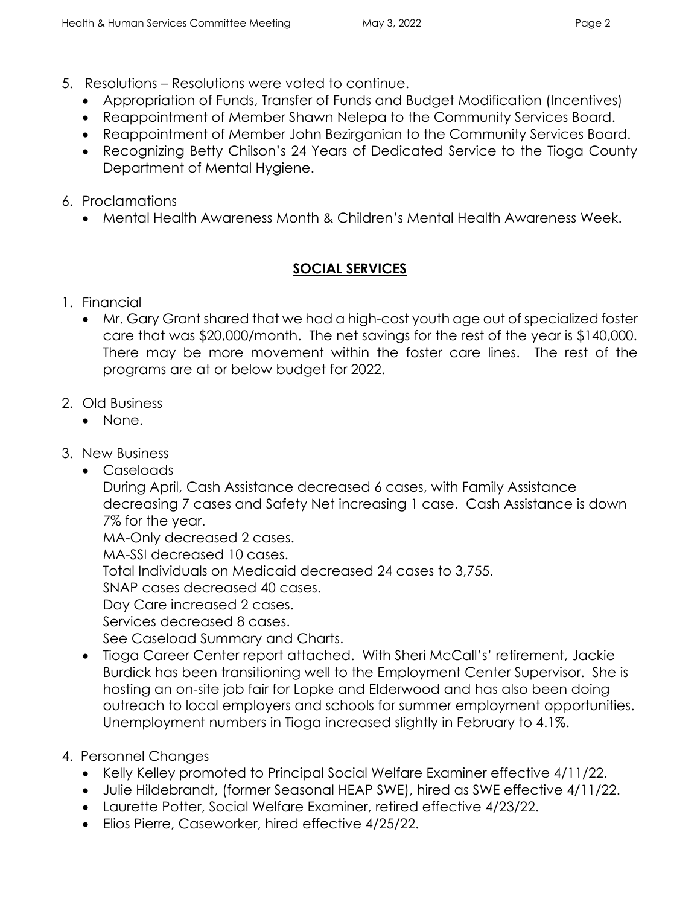5. Resolutions – Resolutions were voted to continue.
   - Appropriation of Funds, Transfer of Funds and Budget Modification (Incentives)
   - Reappointment of Member Shawn Nelepa to the Community Services Board.
   - Reappointment of Member John Bezirganian to the Community Services Board.
   - Recognizing Betty Chilson's 24 Years of Dedicated Service to the Tioga County Department of Mental Hygiene.

6. Proclamations
   - Mental Health Awareness Month & Children's Mental Health Awareness Week.

## SOCIAL SERVICES

1. Financial
   - Mr. Gary Grant shared that we had a high-cost youth age out of specialized foster care that was $20,000/month. The net savings for the rest of the year is $140,000. There may be more movement within the foster care lines. The rest of the programs are at or below budget for 2022.

2. Old Business
   - None.

3. New Business
   - Caseloads

     During April, Cash Assistance decreased 6 cases, with Family Assistance decreasing 7 cases and Safety Net increasing 1 case. Cash Assistance is down 7% for the year.

     MA-Only decreased 2 cases.

     MA-SSI decreased 10 cases.

     Total Individuals on Medicaid decreased 24 cases to 3,755.

     SNAP cases decreased 40 cases.

     Day Care increased 2 cases.

     Services decreased 8 cases.

     See Caseload Summary and Charts.
   - Tioga Career Center report attached. With Sheri McCall's' retirement, Jackie Burdick has been transitioning well to the Employment Center Supervisor. She is hosting an on-site job fair for Lopke and Elderwood and has also been doing outreach to local employers and schools for summer employment opportunities. Unemployment numbers in Tioga increased slightly in February to 4.1%.

4. Personnel Changes
   - Kelly Kelley promoted to Principal Social Welfare Examiner effective 4/11/22.
   - Julie Hildebrandt, (former Seasonal HEAP SWE), hired as SWE effective 4/11/22.
   - Laurette Potter, Social Welfare Examiner, retired effective 4/23/22.
   - Elios Pierre, Caseworker, hired effective 4/25/22.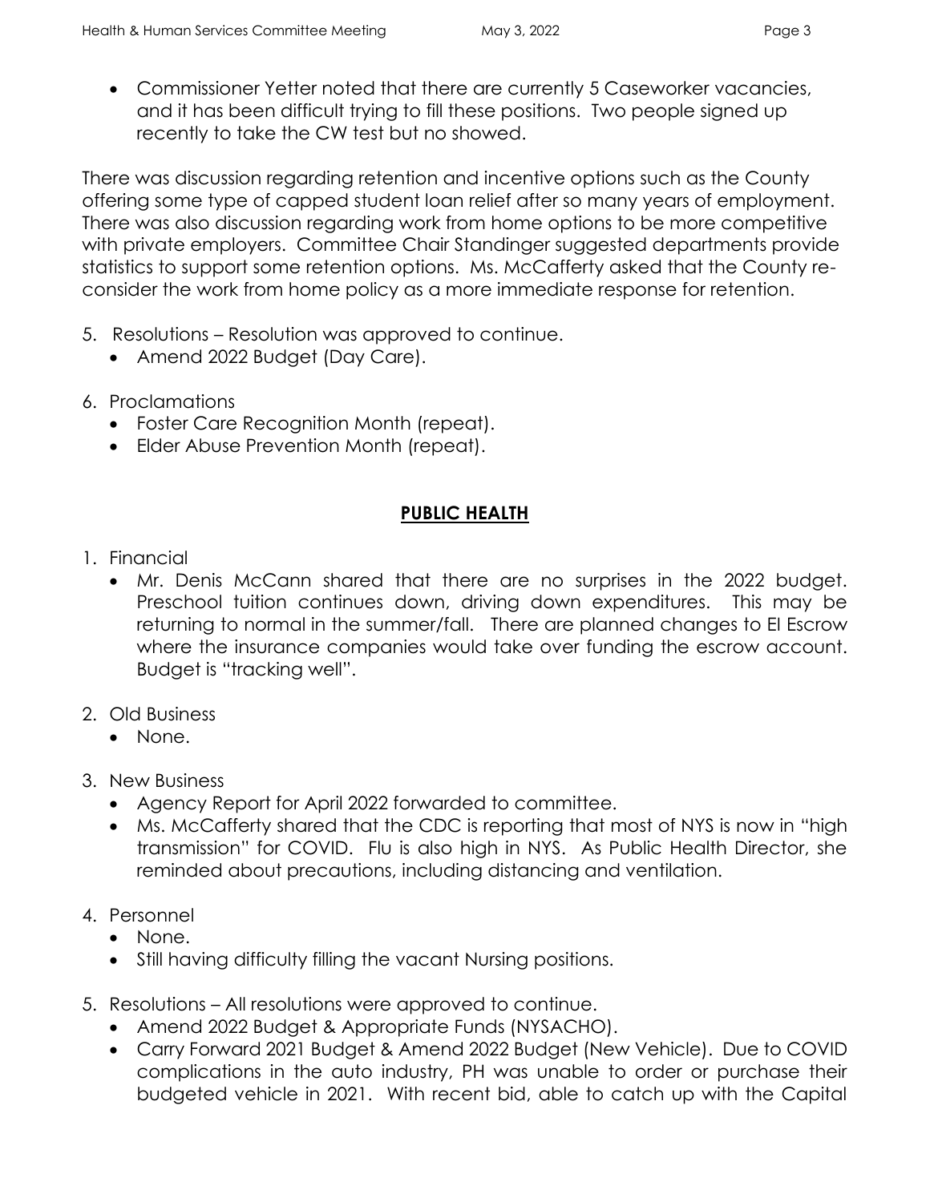- Commissioner Yetter noted that there are currently 5 Caseworker vacancies, and it has been difficult trying to fill these positions. Two people signed up recently to take the CW test but no showed.

There was discussion regarding retention and incentive options such as the County offering some type of capped student loan relief after so many years of employment. There was also discussion regarding work from home options to be more competitive with private employers. Committee Chair Standinger suggested departments provide statistics to support some retention options. Ms. McCafferty asked that the County re-consider the work from home policy as a more immediate response for retention.

5. Resolutions – Resolution was approved to continue.
   - Amend 2022 Budget (Day Care).

6. Proclamations
   - Foster Care Recognition Month (repeat).
   - Elder Abuse Prevention Month (repeat).

## PUBLIC HEALTH

1. Financial
   - Mr. Denis McCann shared that there are no surprises in the 2022 budget. Preschool tuition continues down, driving down expenditures. This may be returning to normal in the summer/fall. There are planned changes to EI Escrow where the insurance companies would take over funding the escrow account. Budget is "tracking well".

2. Old Business
   - None.

3. New Business
   - Agency Report for April 2022 forwarded to committee.
   - Ms. McCafferty shared that the CDC is reporting that most of NYS is now in "high transmission" for COVID. Flu is also high in NYS. As Public Health Director, she reminded about precautions, including distancing and ventilation.

4. Personnel
   - None.
   - Still having difficulty filling the vacant Nursing positions.

5. Resolutions – All resolutions were approved to continue.
   - Amend 2022 Budget & Appropriate Funds (NYSACHO).
   - Carry Forward 2021 Budget & Amend 2022 Budget (New Vehicle). Due to COVID complications in the auto industry, PH was unable to order or purchase their budgeted vehicle in 2021. With recent bid, able to catch up with the Capital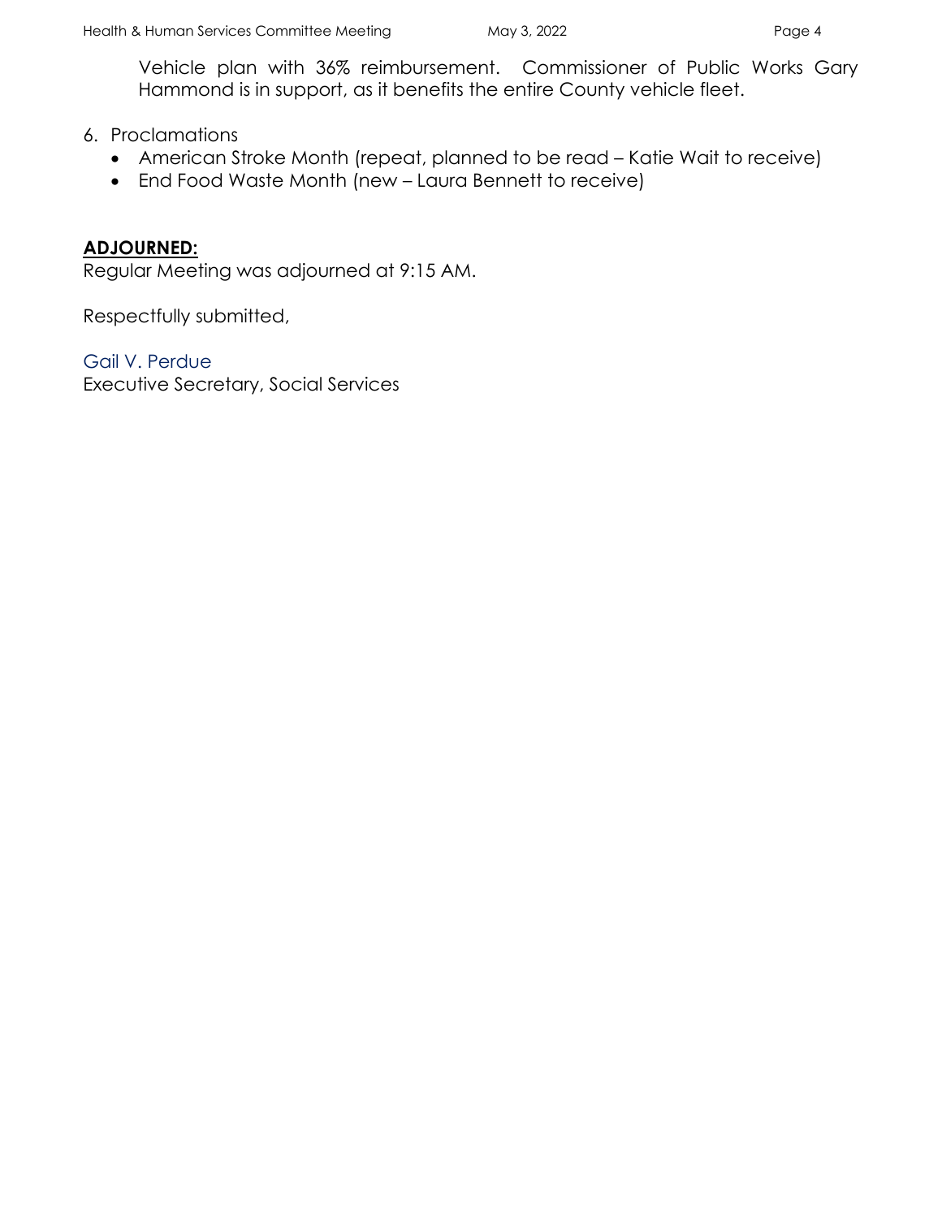Vehicle plan with 36% reimbursement. Commissioner of Public Works Gary Hammond is in support, as it benefits the entire County vehicle fleet.

6. Proclamations
   - American Stroke Month (repeat, planned to be read – Katie Wait to receive)
   - End Food Waste Month (new – Laura Bennett to receive)

**ADJOURNED:**

Regular Meeting was adjourned at 9:15 AM.

Respectfully submitted,

Gail V. Perdue
Executive Secretary, Social Services